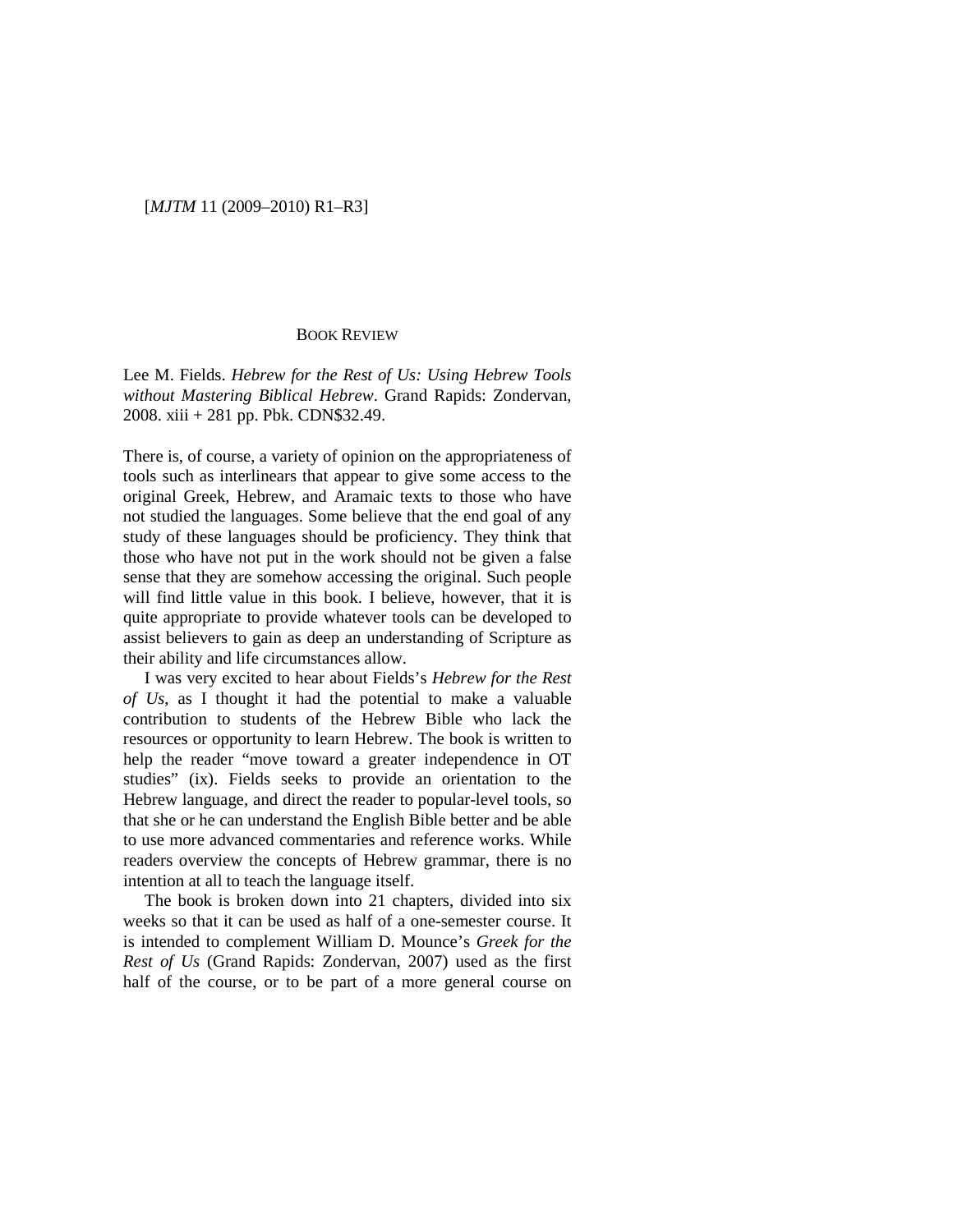## BOOK REVIEW

Lee M. Fields. *Hebrew for the Rest of Us: Using Hebrew Tools without Mastering Biblical Hebrew*. Grand Rapids: Zondervan, 2008. xiii + 281 pp. Pbk. CDN$32.49.

There is, of course, a variety of opinion on the appropriateness of tools such as interlinears that appear to give some access to the original Greek, Hebrew, and Aramaic texts to those who have not studied the languages. Some believe that the end goal of any study of these languages should be proficiency. They think that those who have not put in the work should not be given a false sense that they are somehow accessing the original. Such people will find little value in this book. I believe, however, that it is quite appropriate to provide whatever tools can be developed to assist believers to gain as deep an understanding of Scripture as their ability and life circumstances allow.

I was very excited to hear about Fields's *Hebrew for the Rest of Us*, as I thought it had the potential to make a valuable contribution to students of the Hebrew Bible who lack the resources or opportunity to learn Hebrew. The book is written to help the reader "move toward a greater independence in OT studies" (ix). Fields seeks to provide an orientation to the Hebrew language, and direct the reader to popular-level tools, so that she or he can understand the English Bible better and be able to use more advanced commentaries and reference works. While readers overview the concepts of Hebrew grammar, there is no intention at all to teach the language itself.

The book is broken down into 21 chapters, divided into six weeks so that it can be used as half of a one-semester course. It is intended to complement William D. Mounce's *Greek for the Rest of Us* (Grand Rapids: Zondervan, 2007) used as the first half of the course, or to be part of a more general course on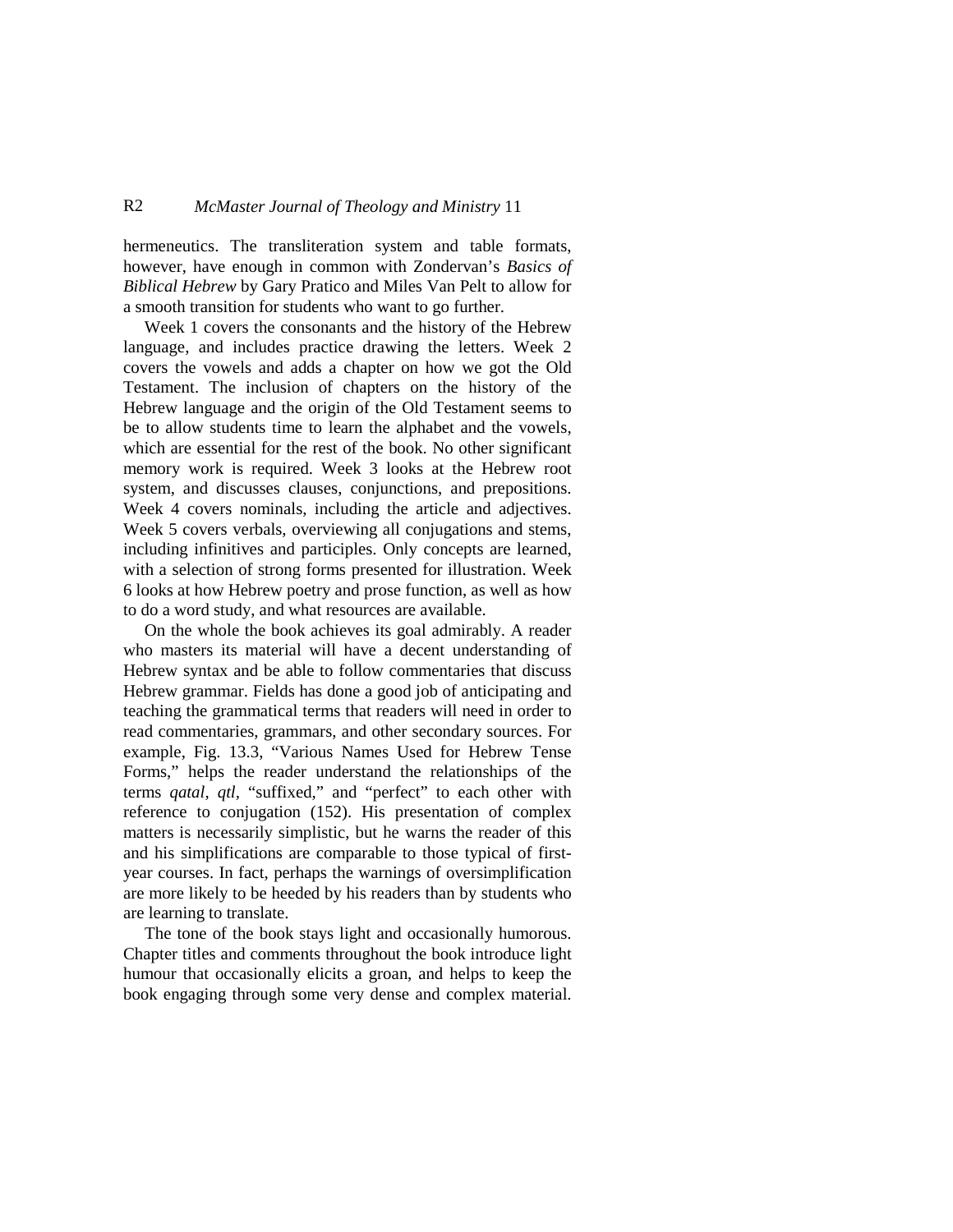hermeneutics. The transliteration system and table formats, however, have enough in common with Zondervan's *Basics of Biblical Hebrew* by Gary Pratico and Miles Van Pelt to allow for a smooth transition for students who want to go further.

Week 1 covers the consonants and the history of the Hebrew language, and includes practice drawing the letters. Week 2 covers the vowels and adds a chapter on how we got the Old Testament. The inclusion of chapters on the history of the Hebrew language and the origin of the Old Testament seems to be to allow students time to learn the alphabet and the vowels, which are essential for the rest of the book. No other significant memory work is required. Week 3 looks at the Hebrew root system, and discusses clauses, conjunctions, and prepositions. Week 4 covers nominals, including the article and adjectives. Week 5 covers verbals, overviewing all conjugations and stems, including infinitives and participles. Only concepts are learned, with a selection of strong forms presented for illustration. Week 6 looks at how Hebrew poetry and prose function, as well as how to do a word study, and what resources are available.

On the whole the book achieves its goal admirably. A reader who masters its material will have a decent understanding of Hebrew syntax and be able to follow commentaries that discuss Hebrew grammar. Fields has done a good job of anticipating and teaching the grammatical terms that readers will need in order to read commentaries, grammars, and other secondary sources. For example, Fig. 13.3, "Various Names Used for Hebrew Tense Forms," helps the reader understand the relationships of the terms *qatal*, *qtl*, "suffixed," and "perfect" to each other with reference to conjugation (152). His presentation of complex matters is necessarily simplistic, but he warns the reader of this and his simplifications are comparable to those typical of first-year courses. In fact, perhaps the warnings of oversimplification are more likely to be heeded by his readers than by students who are learning to translate.

The tone of the book stays light and occasionally humorous. Chapter titles and comments throughout the book introduce light humour that occasionally elicits a groan, and helps to keep the book engaging through some very dense and complex material.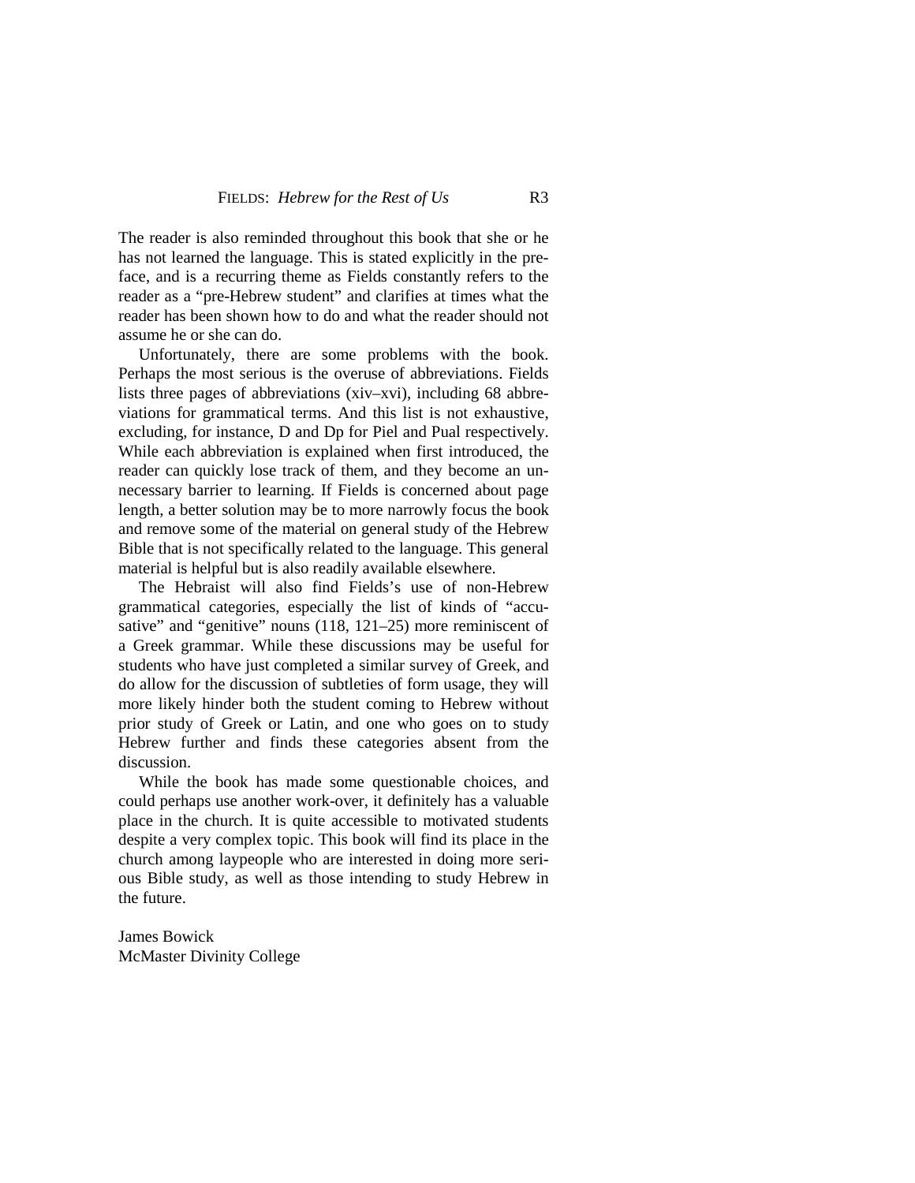The reader is also reminded throughout this book that she or he has not learned the language. This is stated explicitly in the preface, and is a recurring theme as Fields constantly refers to the reader as a "pre-Hebrew student" and clarifies at times what the reader has been shown how to do and what the reader should not assume he or she can do.

Unfortunately, there are some problems with the book. Perhaps the most serious is the overuse of abbreviations. Fields lists three pages of abbreviations (xiv–xvi), including 68 abbreviations for grammatical terms. And this list is not exhaustive, excluding, for instance, D and Dp for Piel and Pual respectively. While each abbreviation is explained when first introduced, the reader can quickly lose track of them, and they become an unnecessary barrier to learning. If Fields is concerned about page length, a better solution may be to more narrowly focus the book and remove some of the material on general study of the Hebrew Bible that is not specifically related to the language. This general material is helpful but is also readily available elsewhere.

The Hebraist will also find Fields's use of non-Hebrew grammatical categories, especially the list of kinds of "accusative" and "genitive" nouns (118, 121–25) more reminiscent of a Greek grammar. While these discussions may be useful for students who have just completed a similar survey of Greek, and do allow for the discussion of subtleties of form usage, they will more likely hinder both the student coming to Hebrew without prior study of Greek or Latin, and one who goes on to study Hebrew further and finds these categories absent from the discussion.

While the book has made some questionable choices, and could perhaps use another work-over, it definitely has a valuable place in the church. It is quite accessible to motivated students despite a very complex topic. This book will find its place in the church among laypeople who are interested in doing more serious Bible study, as well as those intending to study Hebrew in the future.

James Bowick
McMaster Divinity College